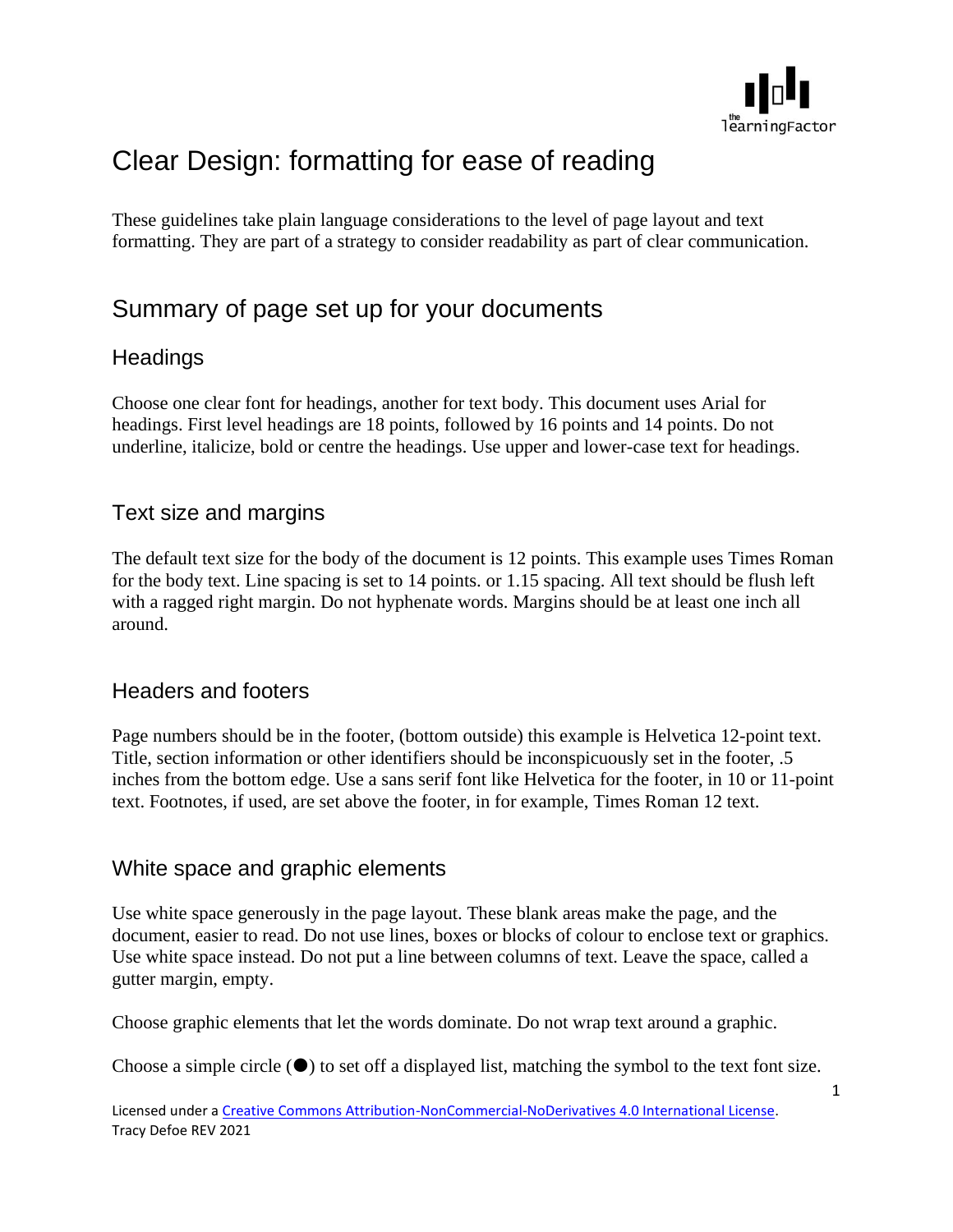# Clear Design: formatting for ease of reading

These guidelines take plain language considerations to the level of page layout and text formatting. They are part of a strategy to consider readability as part of clear communication.

## Summary of page set up for your documents

### Headings

Choose one clear font for headings, another for text body. This document uses Arial for headings. First level headings are 18 points, followed by 16 points and 14 points. Do not underline, italicize, bold or centre the headings. Use upper and lower-case text for headings.

### Text size and margins

The default text size for the body of the document is 12 points. This example uses Times Roman for the body text. Line spacing is set to 14 points. or 1.15 spacing. All text should be flush left with a ragged right margin. Do not hyphenate words. Margins should be at least one inch all around.

### Headers and footers

Page numbers should be in the footer, (bottom outside) this example is Helvetica 12-point text. Title, section information or other identifiers should be inconspicuously set in the footer, .5 inches from the bottom edge. Use a sans serif font like Helvetica for the footer, in 10 or 11-point text. Footnotes, if used, are set above the footer, in for example, Times Roman 12 text.

### White space and graphic elements

Use white space generously in the page layout. These blank areas make the page, and the document, easier to read. Do not use lines, boxes or blocks of colour to enclose text or graphics. Use white space instead. Do not put a line between columns of text. Leave the space, called a gutter margin, empty.

Choose graphic elements that let the words dominate. Do not wrap text around a graphic.

Choose a simple circle (●) to set off a displayed list, matching the symbol to the text font size.

Licensed under a Creative Commons Attribution-NonCommercial-NoDerivatives 4.0 International License.
Tracy Defoe REV 2021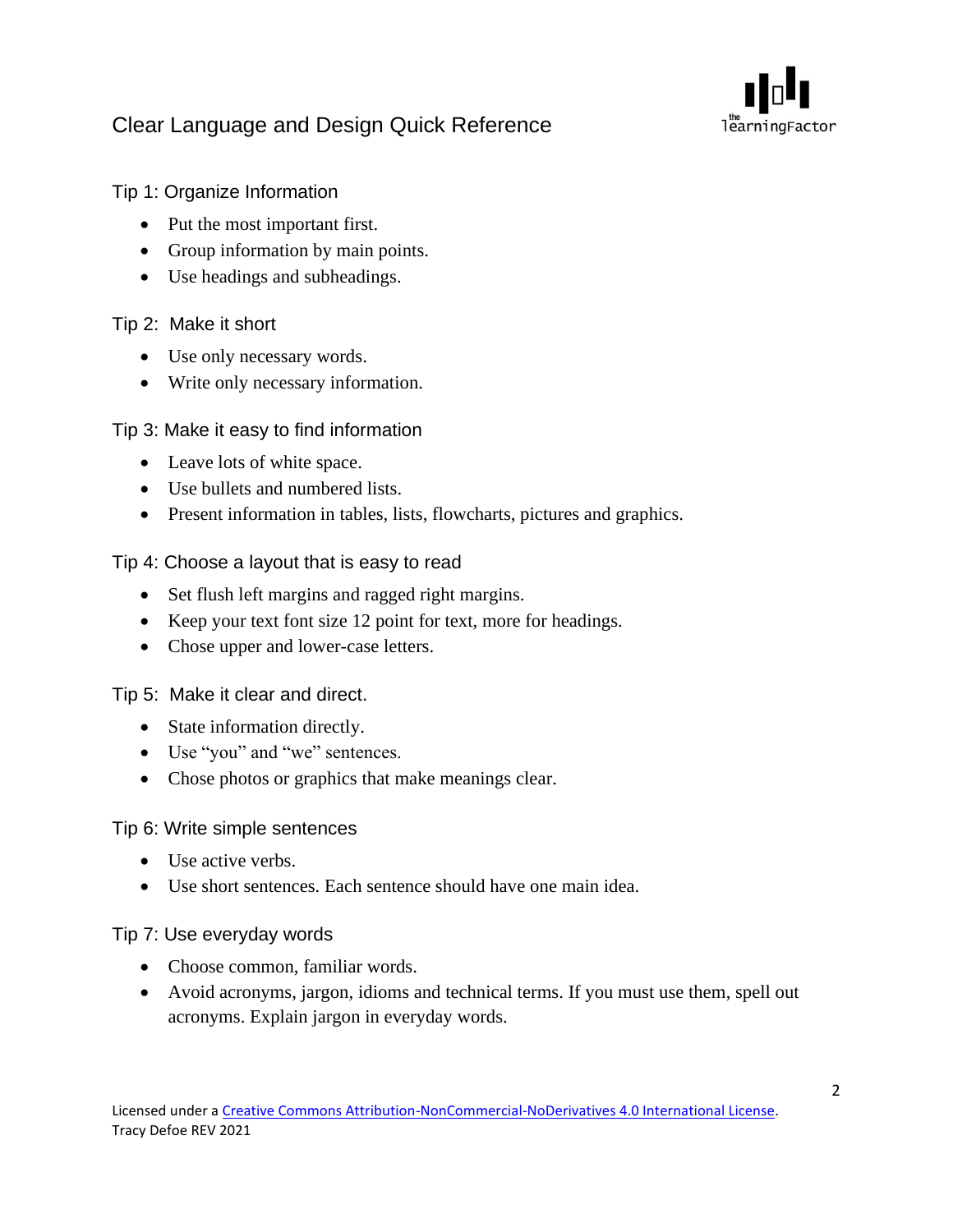# Clear Language and Design Quick Reference

## Tip 1: Organize Information

- Put the most important first.
- Group information by main points.
- Use headings and subheadings.

## Tip 2: Make it short

- Use only necessary words.
- Write only necessary information.

## Tip 3: Make it easy to find information

- Leave lots of white space.
- Use bullets and numbered lists.
- Present information in tables, lists, flowcharts, pictures and graphics.

## Tip 4: Choose a layout that is easy to read

- Set flush left margins and ragged right margins.
- Keep your text font size 12 point for text, more for headings.
- Chose upper and lower-case letters.

## Tip 5: Make it clear and direct.

- State information directly.
- Use "you" and "we" sentences.
- Chose photos or graphics that make meanings clear.

## Tip 6: Write simple sentences

- Use active verbs.
- Use short sentences. Each sentence should have one main idea.

## Tip 7: Use everyday words

- Choose common, familiar words.
- Avoid acronyms, jargon, idioms and technical terms. If you must use them, spell out acronyms. Explain jargon in everyday words.

Licensed under a Creative Commons Attribution-NonCommercial-NoDerivatives 4.0 International License.
Tracy Defoe REV 2021